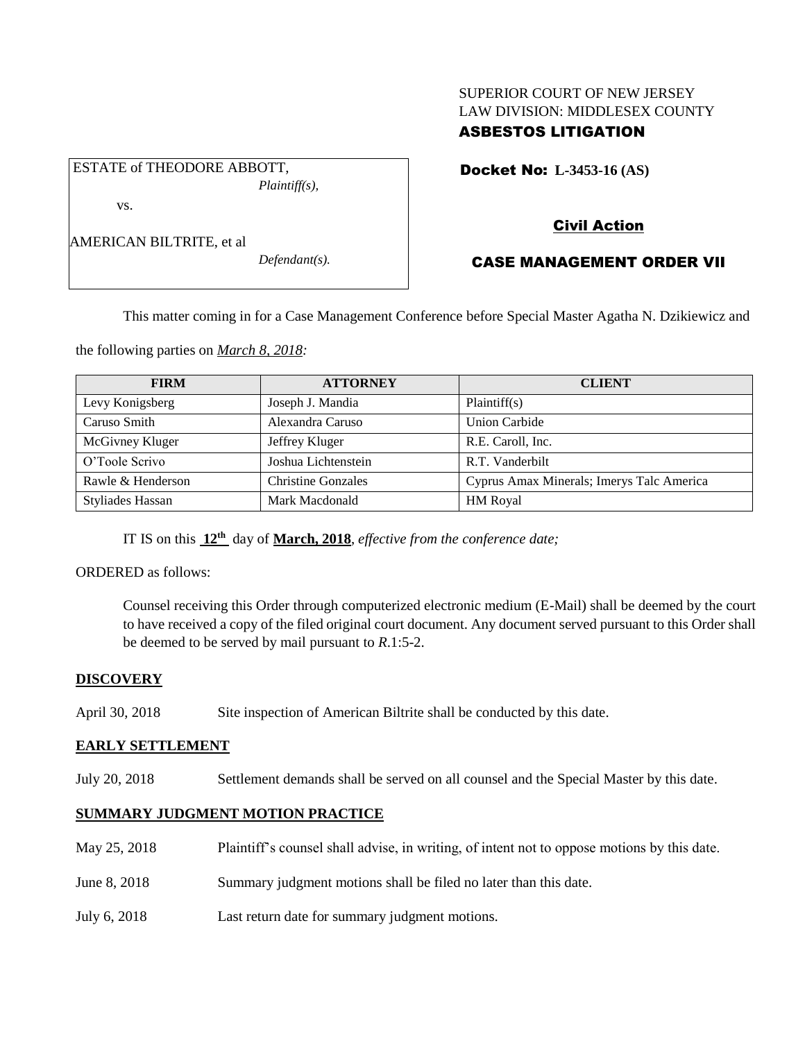SUPERIOR COURT OF NEW JERSEY
LAW DIVISION: MIDDLESEX COUNTY

**ASBESTOS LITIGATION**

ESTATE of THEODORE ABBOTT,
*Plaintiff(s),*

vs.

AMERICAN BILTRITE, et al
*Defendant(s).*

**Docket No: L-3453-16 (AS)**

**Civil Action**

**CASE MANAGEMENT ORDER VII**

This matter coming in for a Case Management Conference before Special Master Agatha N. Dzikiewicz and the following parties on *March 8, 2018:*

| FIRM | ATTORNEY | CLIENT |
|---|---|---|
| Levy Konigsberg | Joseph J. Mandia | Plaintiff(s) |
| Caruso Smith | Alexandra Caruso | Union Carbide |
| McGivney Kluger | Jeffrey Kluger | R.E. Caroll, Inc. |
| O'Toole Scrivo | Joshua Lichtenstein | R.T. Vanderbilt |
| Rawle & Henderson | Christine Gonzales | Cyprus Amax Minerals; Imerys Talc America |
| Styliades Hassan | Mark Macdonald | HM Royal |

IT IS on this **12th** day of **March, 2018**, *effective from the conference date;*

ORDERED as follows:

Counsel receiving this Order through computerized electronic medium (E-Mail) shall be deemed by the court to have received a copy of the filed original court document. Any document served pursuant to this Order shall be deemed to be served by mail pursuant to *R*.1:5-2.

**DISCOVERY**

April 30, 2018 Site inspection of American Biltrite shall be conducted by this date.

**EARLY SETTLEMENT**

July 20, 2018 Settlement demands shall be served on all counsel and the Special Master by this date.

**SUMMARY JUDGMENT MOTION PRACTICE**

May 25, 2018 Plaintiff's counsel shall advise, in writing, of intent not to oppose motions by this date.

June 8, 2018 Summary judgment motions shall be filed no later than this date.

July 6, 2018 Last return date for summary judgment motions.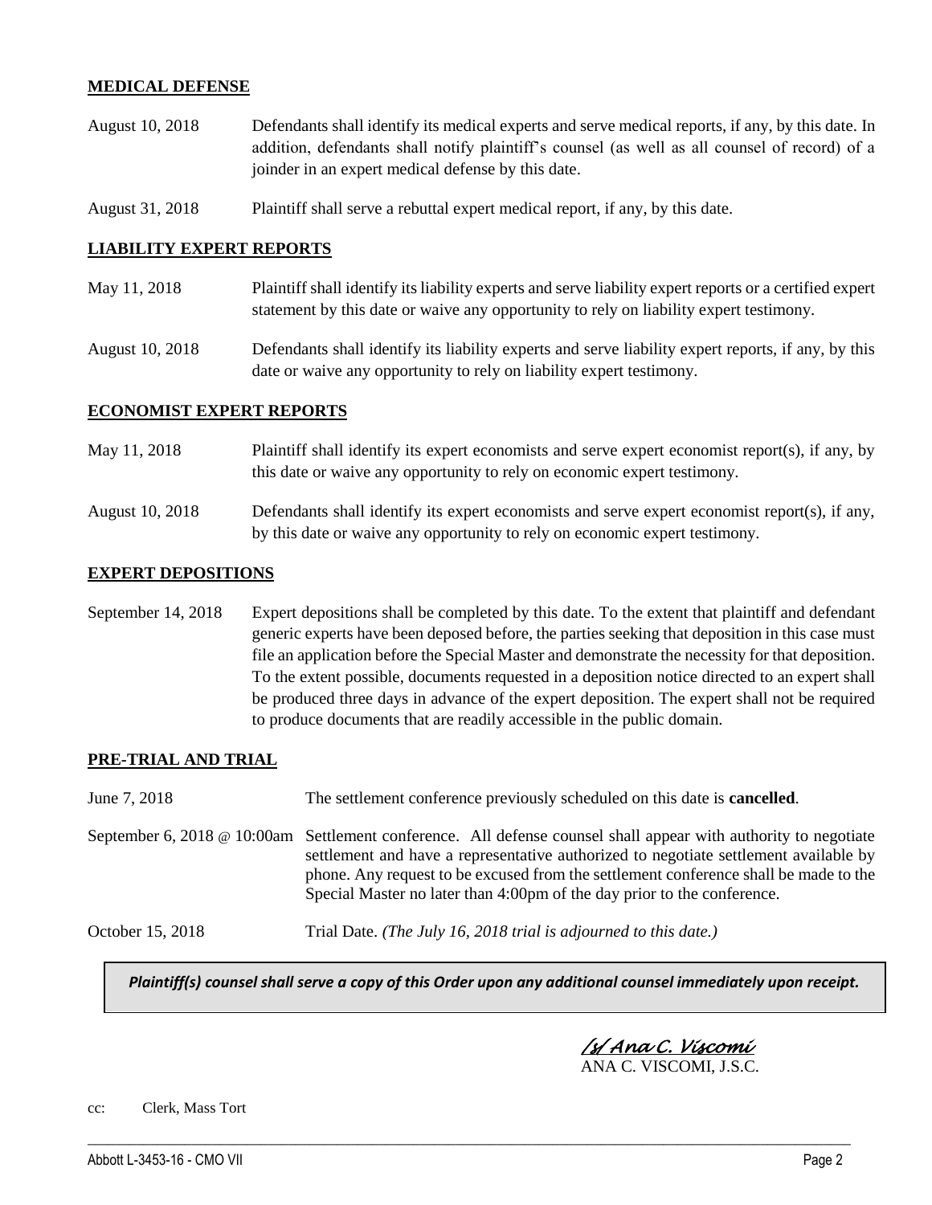**MEDICAL DEFENSE**

August 10, 2018 Defendants shall identify its medical experts and serve medical reports, if any, by this date. In addition, defendants shall notify plaintiff's counsel (as well as all counsel of record) of a joinder in an expert medical defense by this date.

August 31, 2018 Plaintiff shall serve a rebuttal expert medical report, if any, by this date.

**LIABILITY EXPERT REPORTS**

May 11, 2018 Plaintiff shall identify its liability experts and serve liability expert reports or a certified expert statement by this date or waive any opportunity to rely on liability expert testimony.

August 10, 2018 Defendants shall identify its liability experts and serve liability expert reports, if any, by this date or waive any opportunity to rely on liability expert testimony.

**ECONOMIST EXPERT REPORTS**

May 11, 2018 Plaintiff shall identify its expert economists and serve expert economist report(s), if any, by this date or waive any opportunity to rely on economic expert testimony.

August 10, 2018 Defendants shall identify its expert economists and serve expert economist report(s), if any, by this date or waive any opportunity to rely on economic expert testimony.

**EXPERT DEPOSITIONS**

September 14, 2018 Expert depositions shall be completed by this date. To the extent that plaintiff and defendant generic experts have been deposed before, the parties seeking that deposition in this case must file an application before the Special Master and demonstrate the necessity for that deposition. To the extent possible, documents requested in a deposition notice directed to an expert shall be produced three days in advance of the expert deposition. The expert shall not be required to produce documents that are readily accessible in the public domain.

**PRE-TRIAL AND TRIAL**

June 7, 2018 The settlement conference previously scheduled on this date is **cancelled**.

September 6, 2018 @ 10:00am Settlement conference. All defense counsel shall appear with authority to negotiate settlement and have a representative authorized to negotiate settlement available by phone. Any request to be excused from the settlement conference shall be made to the Special Master no later than 4:00pm of the day prior to the conference.

October 15, 2018 Trial Date. *(The July 16, 2018 trial is adjourned to this date.)*

***Plaintiff(s) counsel shall serve a copy of this Order upon any additional counsel immediately upon receipt.***

*/s/ Ana C. Viscomi*
ANA C. VISCOMI, J.S.C.

cc: Clerk, Mass Tort

Abbott L-3453-16 - CMO VII